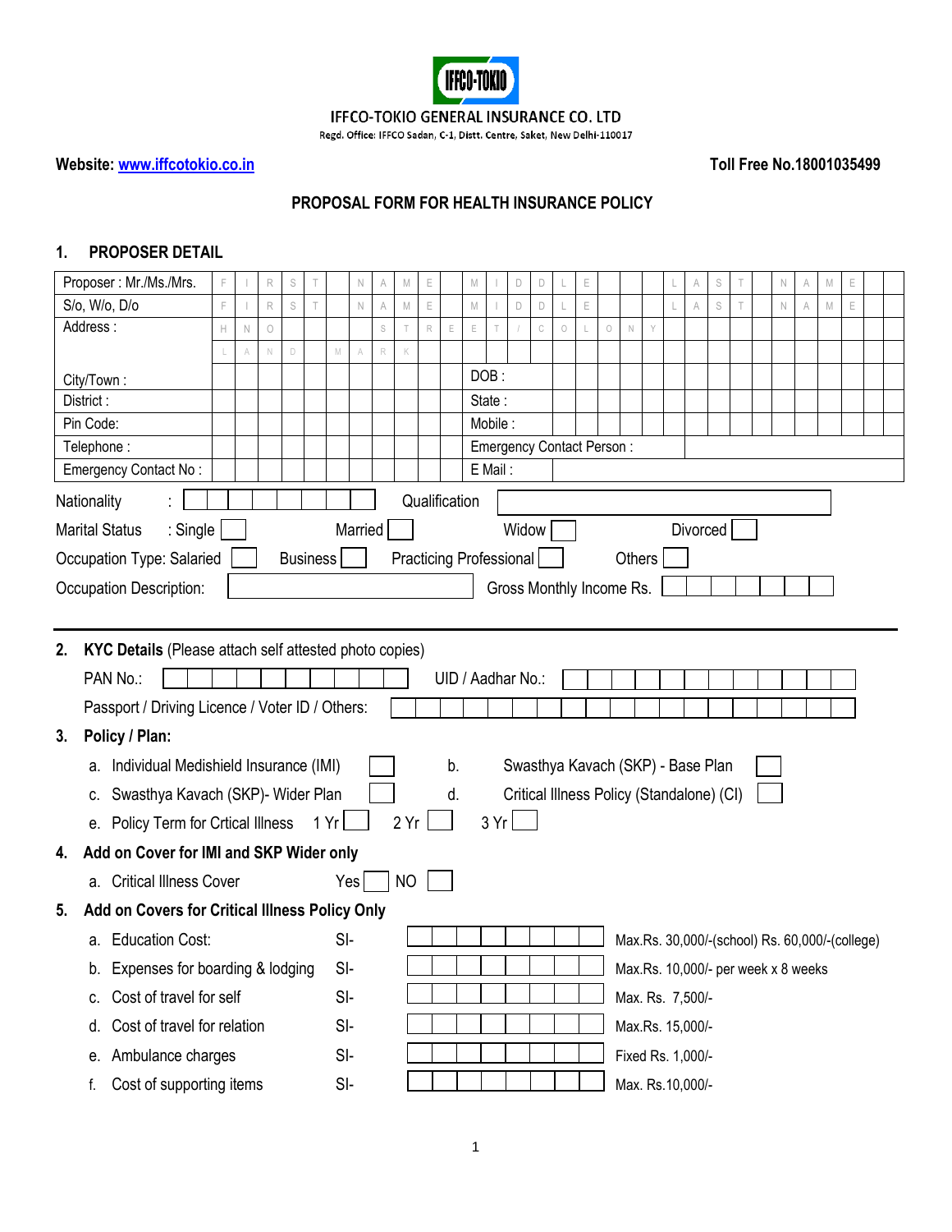IFFCO-TOKIO

IFFCO-TOKIO GENERAL INSURANCE CO. LTD

Regd. Office: IFFCO Sadan, C-1, Distt. Centre, Saket, New Delhi-110017

**Website: www.iffcotokio.co.in** **Toll Free No.18001035499**

# PROPOSAL FORM FOR HEALTH INSURANCE POLICY

## 1. PROPOSER DETAIL

| | | | |
|---|---|---|---|
| Proposer : Mr./Ms./Mrs. | FIRST NAME MIDDLE LAST NAME | | |
| S/o, W/o, D/o | FIRST NAME MIDDLE LAST NAME | | |
| Address : | HNO STREET/COLONY | | |
| | LAND MARK | | |
| City/Town : | | DOB : | |
| District : | | State : | |
| Pin Code: | | Mobile : | |
| Telephone : | | Emergency Contact Person : | |
| Emergency Contact No : | | E Mail : | |

Nationality : [ ] Qualification [ ]

Marital Status : Single [ ] Married [ ] Widow [ ] Divorced [ ]

Occupation Type: Salaried [ ] Business [ ] Practicing Professional [ ] Others [ ]

Occupation Description: [ ] Gross Monthly Income Rs. [ ]

## 2. KYC Details (Please attach self attested photo copies)

PAN No.: [ ] UID / Aadhar No.: [ ]

Passport / Driving Licence / Voter ID / Others: [ ]

## 3. Policy / Plan:

a. Individual Medishield Insurance (IMI) [ ]
b. Swasthya Kavach (SKP) - Base Plan [ ]
c. Swasthya Kavach (SKP)- Wider Plan [ ]
d. Critical Illness Policy (Standalone) (CI) [ ]
e. Policy Term for Crtical Illness 1 Yr [ ] 2 Yr [ ] 3 Yr [ ]

## 4. Add on Cover for IMI and SKP Wider only

a. Critical Illness Cover Yes [ ] NO [ ]

## 5. Add on Covers for Critical Illness Policy Only

| | | SI- | |
|---|---|---|---|
| a. | Education Cost: | SI- [ ] | Max.Rs. 30,000/-(school) Rs. 60,000/-(college) |
| b. | Expenses for boarding & lodging | SI- [ ] | Max.Rs. 10,000/- per week x 8 weeks |
| c. | Cost of travel for self | SI- [ ] | Max. Rs. 7,500/- |
| d. | Cost of travel for relation | SI- [ ] | Max.Rs. 15,000/- |
| e. | Ambulance charges | SI- [ ] | Fixed Rs. 1,000/- |
| f. | Cost of supporting items | SI- [ ] | Max. Rs.10,000/- |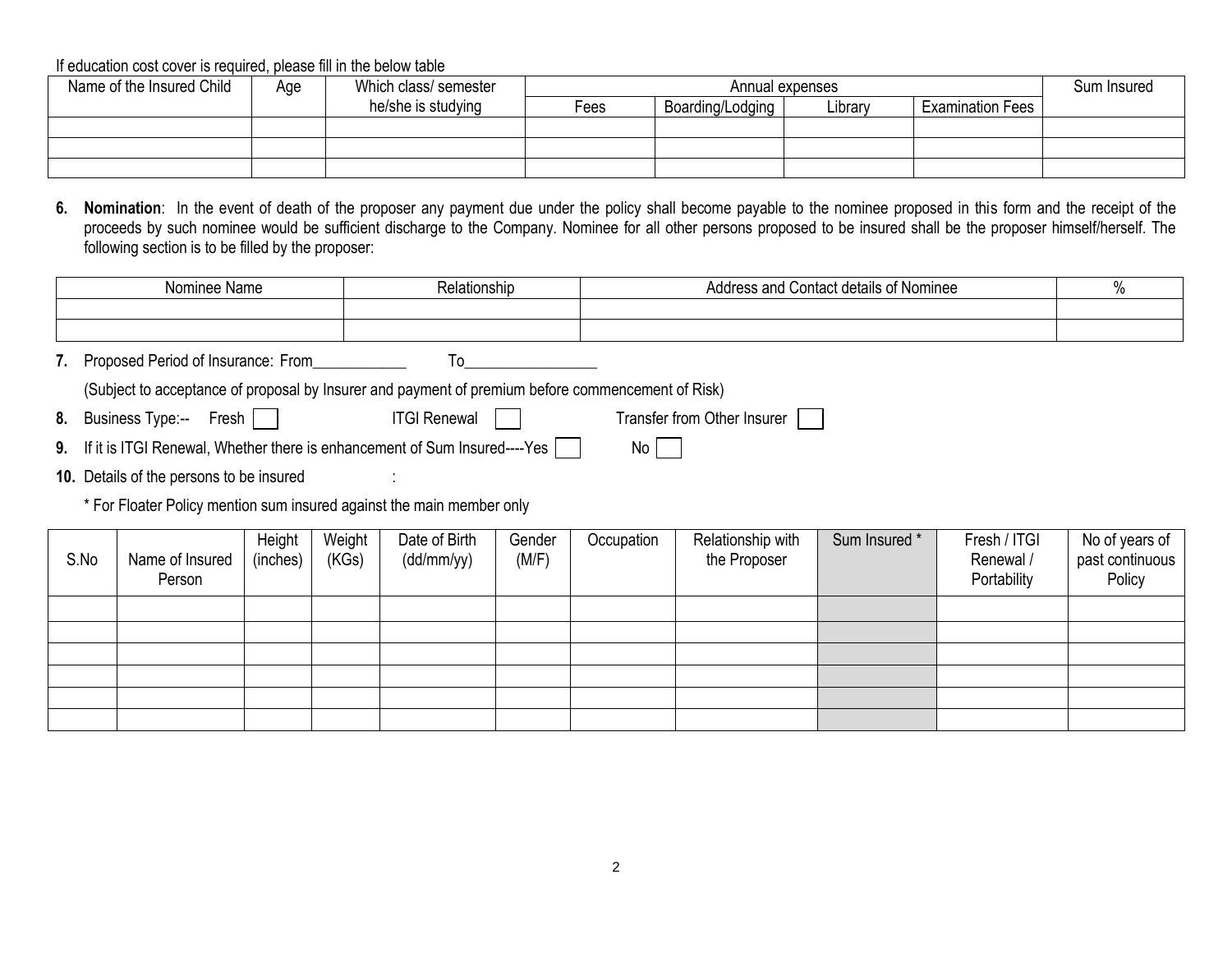If education cost cover is required, please fill in the below table

| Name of the Insured Child | Age | Which class/ semester he/she is studying | Annual expenses | | | | Sum Insured |
|---|---|---|---|---|---|---|---|
| | | | Fees | Boarding/Lodging | Library | Examination Fees | |
| | | | | | | | |
| | | | | | | | |
| | | | | | | | |

**6. Nomination**: In the event of death of the proposer any payment due under the policy shall become payable to the nominee proposed in this form and the receipt of the proceeds by such nominee would be sufficient discharge to the Company. Nominee for all other persons proposed to be insured shall be the proposer himself/herself. The following section is to be filled by the proposer:

| Nominee Name | Relationship | Address and Contact details of Nominee | % |
|---|---|---|---|
| | | | |
| | | | |

**7.** Proposed Period of Insurance: From____________ To_________________

(Subject to acceptance of proposal by Insurer and payment of premium before commencement of Risk)

**8.** Business Type:-- Fresh ☐ ITGI Renewal ☐ Transfer from Other Insurer ☐

**9.** If it is ITGI Renewal, Whether there is enhancement of Sum Insured----Yes ☐ No ☐

**10.** Details of the persons to be insured :

\* For Floater Policy mention sum insured against the main member only

| S.No | Name of Insured Person | Height (inches) | Weight (KGs) | Date of Birth (dd/mm/yy) | Gender (M/F) | Occupation | Relationship with the Proposer | Sum Insured * | Fresh / ITGI Renewal / Portability | No of years of past continuous Policy |
|---|---|---|---|---|---|---|---|---|---|---|
| | | | | | | | | | | |
| | | | | | | | | | | |
| | | | | | | | | | | |
| | | | | | | | | | | |
| | | | | | | | | | | |
| | | | | | | | | | | |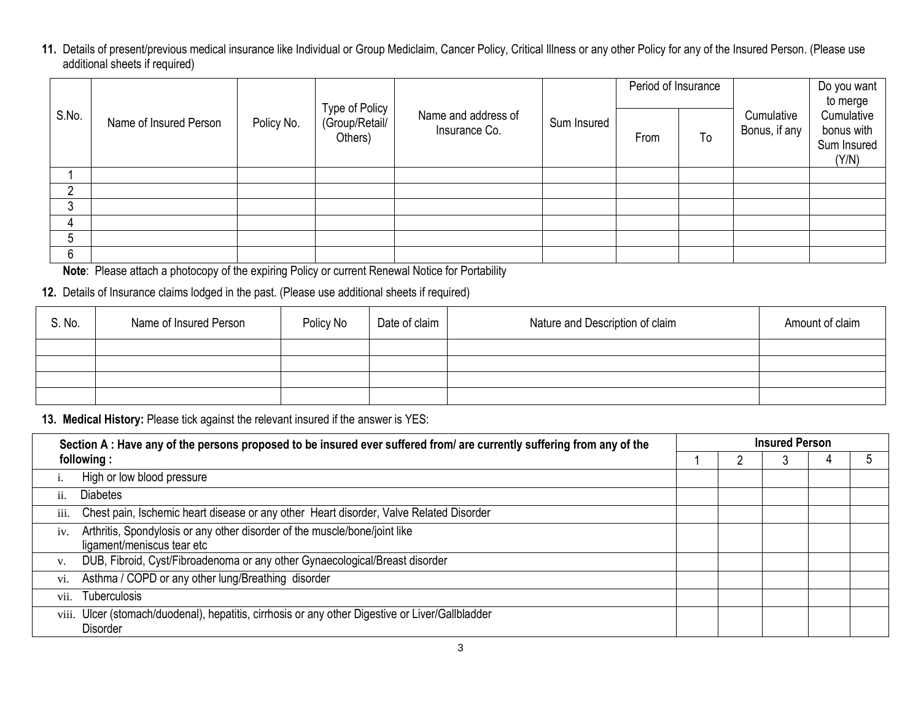**11.** Details of present/previous medical insurance like Individual or Group Mediclaim, Cancer Policy, Critical Illness or any other Policy for any of the Insured Person. (Please use additional sheets if required)

| S.No. | Name of Insured Person | Policy No. | Type of Policy (Group/Retail/ Others) | Name and address of Insurance Co. | Sum Insured | Period of Insurance | | Cumulative Bonus, if any | Do you want to merge Cumulative bonus with Sum Insured (Y/N) |
|---|---|---|---|---|---|---|---|---|---|
| | | | | | | From | To | | |
| 1 | | | | | | | | | |
| 2 | | | | | | | | | |
| 3 | | | | | | | | | |
| 4 | | | | | | | | | |
| 5 | | | | | | | | | |
| 6 | | | | | | | | | |

**Note**: Please attach a photocopy of the expiring Policy or current Renewal Notice for Portability

**12.** Details of Insurance claims lodged in the past. (Please use additional sheets if required)

| S. No. | Name of Insured Person | Policy No | Date of claim | Nature and Description of claim | Amount of claim |
|---|---|---|---|---|---|
| | | | | | |
| | | | | | |
| | | | | | |
| | | | | | |

**13. Medical History:** Please tick against the relevant insured if the answer is YES:

| **Section A : Have any of the persons proposed to be insured ever suffered from/ are currently suffering from any of the following :** | **Insured Person** | | | | |
|---|---|---|---|---|---|
| | 1 | 2 | 3 | 4 | 5 |
| i. High or low blood pressure | | | | | |
| ii. Diabetes | | | | | |
| iii. Chest pain, Ischemic heart disease or any other Heart disorder, Valve Related Disorder | | | | | |
| iv. Arthritis, Spondylosis or any other disorder of the muscle/bone/joint like ligament/meniscus tear etc | | | | | |
| v. DUB, Fibroid, Cyst/Fibroadenoma or any other Gynaecological/Breast disorder | | | | | |
| vi. Asthma / COPD or any other lung/Breathing disorder | | | | | |
| vii. Tuberculosis | | | | | |
| viii. Ulcer (stomach/duodenal), hepatitis, cirrhosis or any other Digestive or Liver/Gallbladder Disorder | | | | | |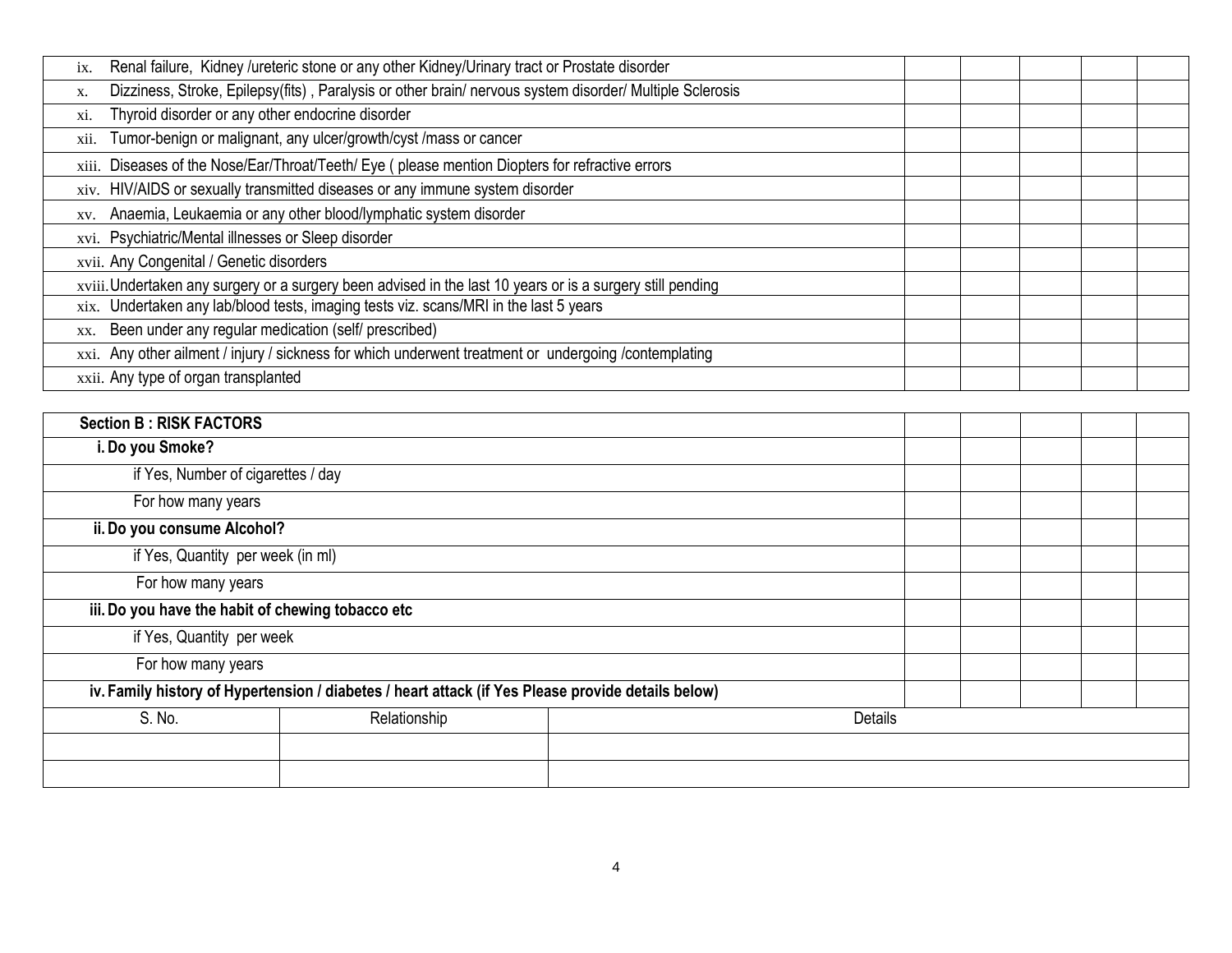| | | | | | |
|---|---|---|---|---|---|
| ix. Renal failure, Kidney /ureteric stone or any other Kidney/Urinary tract or Prostate disorder | | | | | |
| x. Dizziness, Stroke, Epilepsy(fits) , Paralysis or other brain/ nervous system disorder/ Multiple Sclerosis | | | | | |
| xi. Thyroid disorder or any other endocrine disorder | | | | | |
| xii. Tumor-benign or malignant, any ulcer/growth/cyst /mass or cancer | | | | | |
| xiii. Diseases of the Nose/Ear/Throat/Teeth/ Eye ( please mention Diopters for refractive errors | | | | | |
| xiv. HIV/AIDS or sexually transmitted diseases or any immune system disorder | | | | | |
| xv. Anaemia, Leukaemia or any other blood/lymphatic system disorder | | | | | |
| xvi. Psychiatric/Mental illnesses or Sleep disorder | | | | | |
| xvii. Any Congenital / Genetic disorders | | | | | |
| xviii. Undertaken any surgery or a surgery been advised in the last 10 years or is a surgery still pending | | | | | |
| xix. Undertaken any lab/blood tests, imaging tests viz. scans/MRI in the last 5 years | | | | | |
| xx. Been under any regular medication (self/ prescribed) | | | | | |
| xxi. Any other ailment / injury / sickness for which underwent treatment or undergoing /contemplating | | | | | |
| xxii. Any type of organ transplanted | | | | | |

| **Section B : RISK FACTORS** | | | | | |
|---|---|---|---|---|---|
| **i. Do you Smoke?** | | | | | |
| if Yes, Number of cigarettes / day | | | | | |
| For how many years | | | | | |
| **ii. Do you consume Alcohol?** | | | | | |
| if Yes, Quantity per week (in ml) | | | | | |
| For how many years | | | | | |
| **iii. Do you have the habit of chewing tobacco etc** | | | | | |
| if Yes, Quantity per week | | | | | |
| For how many years | | | | | |
| **iv. Family history of Hypertension / diabetes / heart attack (if Yes Please provide details below)** | | | | | |

| S. No. | Relationship | Details |
|---|---|---|
| | | |
| | | |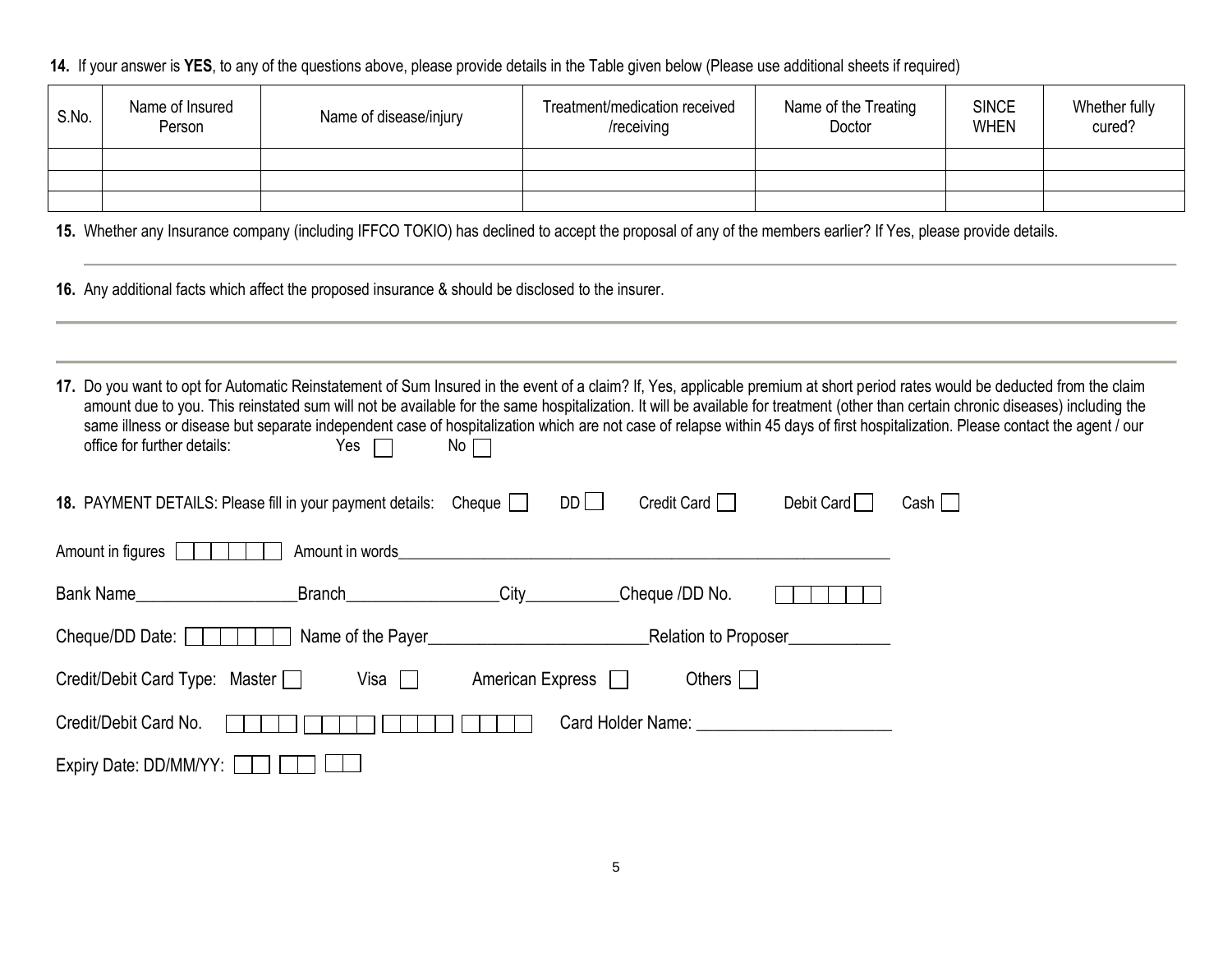**14.** If your answer is **YES**, to any of the questions above, please provide details in the Table given below (Please use additional sheets if required)

| S.No. | Name of Insured Person | Name of disease/injury | Treatment/medication received /receiving | Name of the Treating Doctor | SINCE WHEN | Whether fully cured? |
|---|---|---|---|---|---|---|
| | | | | | | |
| | | | | | | |
| | | | | | | |

**15.** Whether any Insurance company (including IFFCO TOKIO) has declined to accept the proposal of any of the members earlier? If Yes, please provide details.

**16.** Any additional facts which affect the proposed insurance & should be disclosed to the insurer.

**17.** Do you want to opt for Automatic Reinstatement of Sum Insured in the event of a claim? If, Yes, applicable premium at short period rates would be deducted from the claim amount due to you. This reinstated sum will not be available for the same hospitalization. It will be available for treatment (other than certain chronic diseases) including the same illness or disease but separate independent case of hospitalization which are not case of relapse within 45 days of first hospitalization. Please contact the agent / our office for further details: Yes ☐ No ☐

**18.** PAYMENT DETAILS: Please fill in your payment details: Cheque ☐ DD ☐ Credit Card ☐ Debit Card ☐ Cash ☐

Amount in figures ☐☐☐☐☐☐ Amount in words______________________________________________________________

Bank Name___________________Branch_________________City___________Cheque /DD No. ☐☐☐☐☐☐

Cheque/DD Date: ☐☐☐☐☐☐ Name of the Payer_________________________Relation to Proposer____________

Credit/Debit Card Type: Master ☐ Visa ☐ American Express ☐ Others ☐

Credit/Debit Card No. ☐☐☐☐ ☐☐☐☐ ☐☐☐☐ ☐☐☐☐ Card Holder Name: ______________________

Expiry Date: DD/MM/YY: ☐☐ ☐☐ ☐☐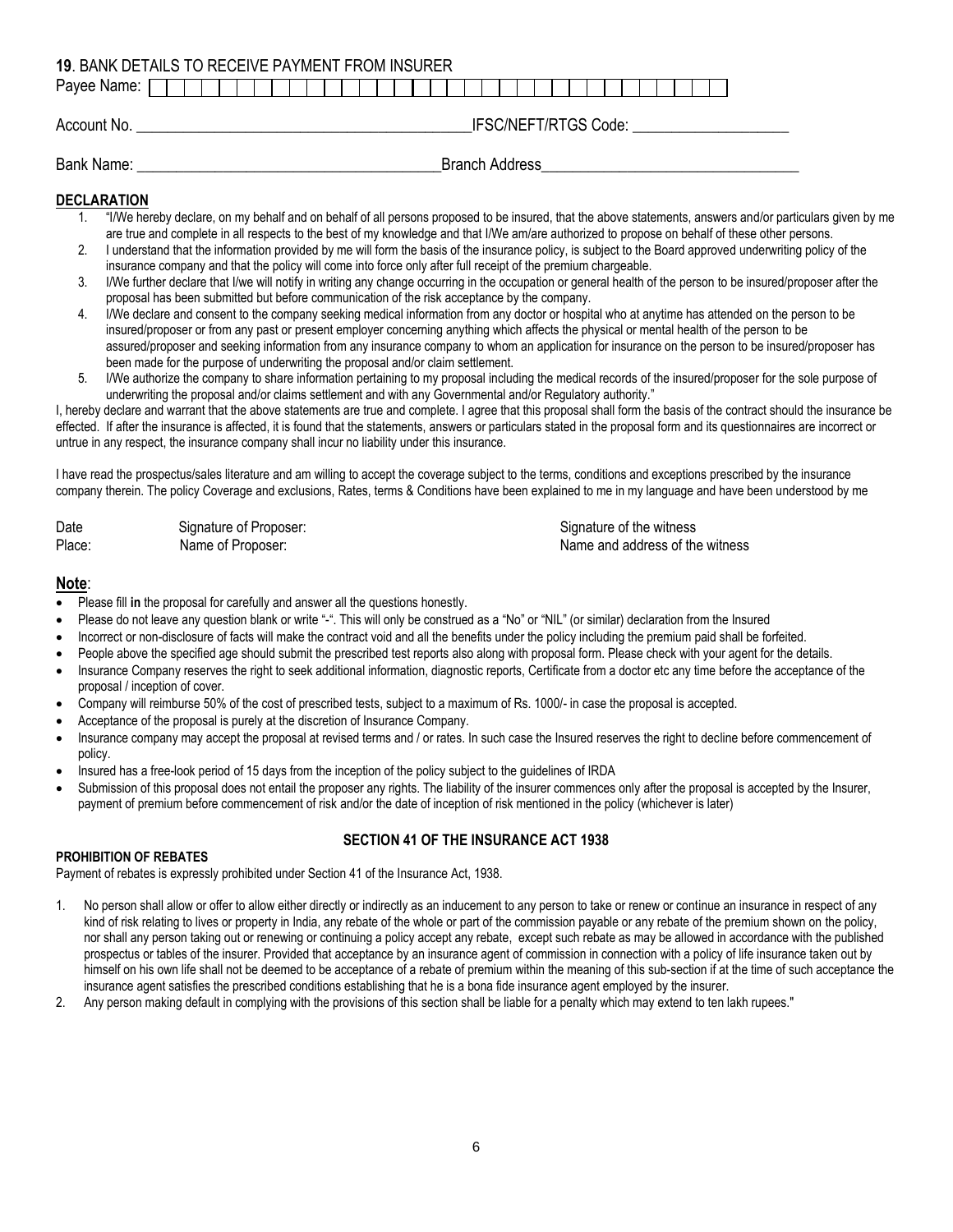**19**. BANK DETAILS TO RECEIVE PAYMENT FROM INSURER

Payee Name: ☐☐☐☐☐☐☐☐☐☐☐☐☐☐☐☐☐☐☐☐☐☐☐☐☐☐☐☐☐☐☐☐☐☐☐☐☐☐

Account No. ___________________________________________ IFSC/NEFT/RTGS Code: ____________________

Bank Name: ______________________________________ Branch Address_________________________________

## DECLARATION

1. "I/We hereby declare, on my behalf and on behalf of all persons proposed to be insured, that the above statements, answers and/or particulars given by me are true and complete in all respects to the best of my knowledge and that I/We am/are authorized to propose on behalf of these other persons.
2. I understand that the information provided by me will form the basis of the insurance policy, is subject to the Board approved underwriting policy of the insurance company and that the policy will come into force only after full receipt of the premium chargeable.
3. I/We further declare that I/we will notify in writing any change occurring in the occupation or general health of the person to be insured/proposer after the proposal has been submitted but before communication of the risk acceptance by the company.
4. I/We declare and consent to the company seeking medical information from any doctor or hospital who at anytime has attended on the person to be insured/proposer or from any past or present employer concerning anything which affects the physical or mental health of the person to be assured/proposer and seeking information from any insurance company to whom an application for insurance on the person to be insured/proposer has been made for the purpose of underwriting the proposal and/or claim settlement.
5. I/We authorize the company to share information pertaining to my proposal including the medical records of the insured/proposer for the sole purpose of underwriting the proposal and/or claims settlement and with any Governmental and/or Regulatory authority."

I, hereby declare and warrant that the above statements are true and complete. I agree that this proposal shall form the basis of the contract should the insurance be effected. If after the insurance is affected, it is found that the statements, answers or particulars stated in the proposal form and its questionnaires are incorrect or untrue in any respect, the insurance company shall incur no liability under this insurance.

I have read the prospectus/sales literature and am willing to accept the coverage subject to the terms, conditions and exceptions prescribed by the insurance company therein. The policy Coverage and exclusions, Rates, terms & Conditions have been explained to me in my language and have been understood by me

Date          Signature of Proposer:                                        Signature of the witness
Place:        Name of Proposer:                                            Name and address of the witness

## Note:

- Please fill **in** the proposal for carefully and answer all the questions honestly.
- Please do not leave any question blank or write "-". This will only be construed as a "No" or "NIL" (or similar) declaration from the Insured
- Incorrect or non-disclosure of facts will make the contract void and all the benefits under the policy including the premium paid shall be forfeited.
- People above the specified age should submit the prescribed test reports also along with proposal form. Please check with your agent for the details.
- Insurance Company reserves the right to seek additional information, diagnostic reports, Certificate from a doctor etc any time before the acceptance of the proposal / inception of cover.
- Company will reimburse 50% of the cost of prescribed tests, subject to a maximum of Rs. 1000/- in case the proposal is accepted.
- Acceptance of the proposal is purely at the discretion of Insurance Company.
- Insurance company may accept the proposal at revised terms and / or rates. In such case the Insured reserves the right to decline before commencement of policy.
- Insured has a free-look period of 15 days from the inception of the policy subject to the guidelines of IRDA
- Submission of this proposal does not entail the proposer any rights. The liability of the insurer commences only after the proposal is accepted by the Insurer, payment of premium before commencement of risk and/or the date of inception of risk mentioned in the policy (whichever is later)

## SECTION 41 OF THE INSURANCE ACT 1938

**PROHIBITION OF REBATES**

Payment of rebates is expressly prohibited under Section 41 of the Insurance Act, 1938.

1. No person shall allow or offer to allow either directly or indirectly as an inducement to any person to take or renew or continue an insurance in respect of any kind of risk relating to lives or property in India, any rebate of the whole or part of the commission payable or any rebate of the premium shown on the policy, nor shall any person taking out or renewing or continuing a policy accept any rebate, except such rebate as may be allowed in accordance with the published prospectus or tables of the insurer. Provided that acceptance by an insurance agent of commission in connection with a policy of life insurance taken out by himself on his own life shall not be deemed to be acceptance of a rebate of premium within the meaning of this sub-section if at the time of such acceptance the insurance agent satisfies the prescribed conditions establishing that he is a bona fide insurance agent employed by the insurer.
2. Any person making default in complying with the provisions of this section shall be liable for a penalty which may extend to ten lakh rupees."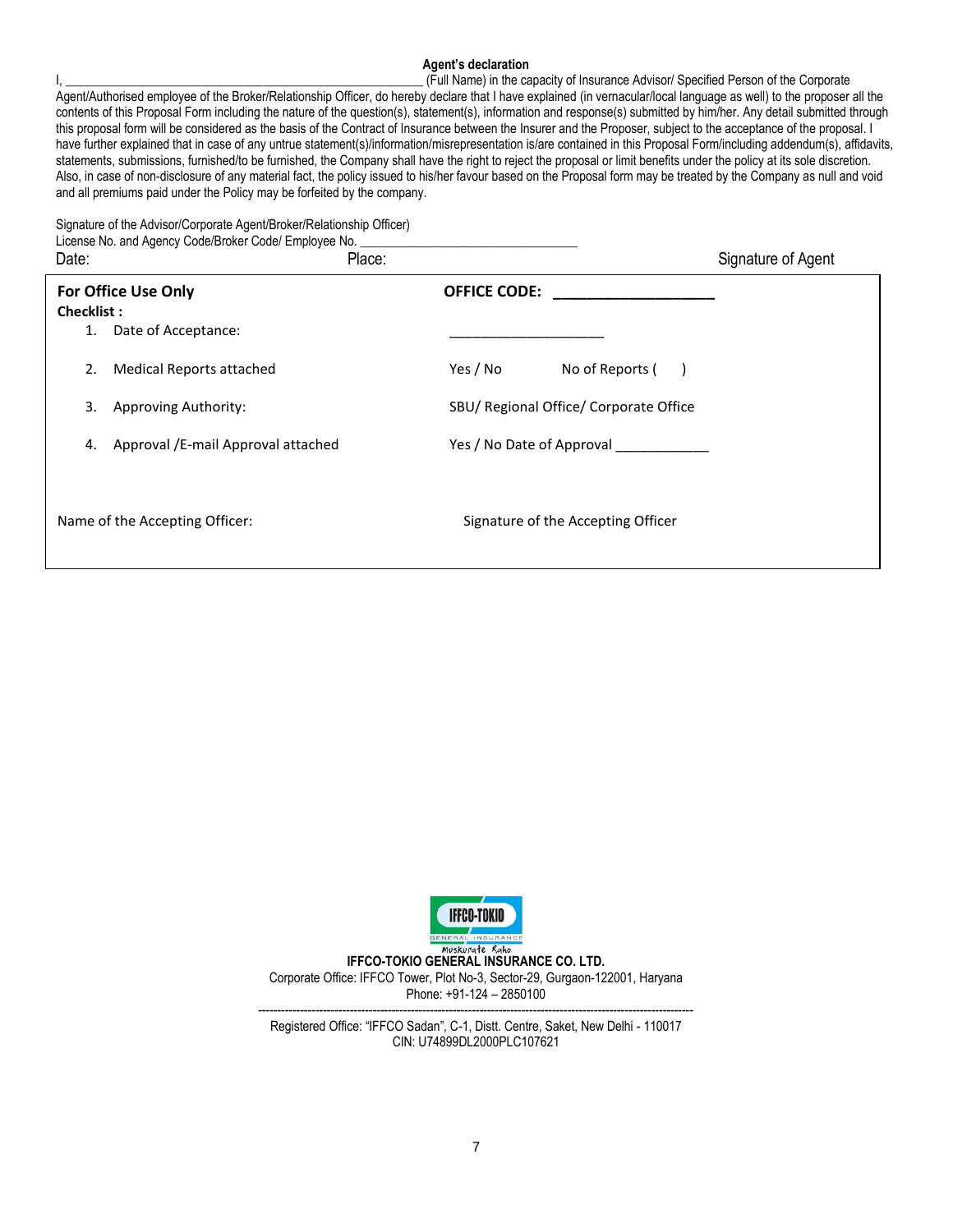**Agent's declaration**

I, \_\_\_\_\_\_\_\_\_\_\_\_\_\_\_\_\_\_\_\_\_\_\_\_\_\_\_\_\_\_\_\_\_\_\_\_\_\_\_\_\_\_\_\_\_\_\_\_\_\_\_\_ (Full Name) in the capacity of Insurance Advisor/ Specified Person of the Corporate Agent/Authorised employee of the Broker/Relationship Officer, do hereby declare that I have explained (in vernacular/local language as well) to the proposer all the contents of this Proposal Form including the nature of the question(s), statement(s), information and response(s) submitted by him/her. Any detail submitted through this proposal form will be considered as the basis of the Contract of Insurance between the Insurer and the Proposer, subject to the acceptance of the proposal. I have further explained that in case of any untrue statement(s)/information/misrepresentation is/are contained in this Proposal Form/including addendum(s), affidavits, statements, submissions, furnished/to be furnished, the Company shall have the right to reject the proposal or limit benefits under the policy at its sole discretion. Also, in case of non-disclosure of any material fact, the policy issued to his/her favour based on the Proposal form may be treated by the Company as null and void and all premiums paid under the Policy may be forfeited by the company.

Signature of the Advisor/Corporate Agent/Broker/Relationship Officer)
License No. and Agency Code/Broker Code/ Employee No. \_\_\_\_\_\_\_\_\_\_\_\_\_\_\_\_\_\_\_\_\_\_\_\_\_\_\_\_\_\_\_\_

Date: Place: Signature of Agent

**For Office Use Only** **OFFICE CODE:** \_\_\_\_\_\_\_\_\_\_\_\_\_\_\_\_\_\_\_

**Checklist :**

| | |
|---|---|
| 1. Date of Acceptance: | \_\_\_\_\_\_\_\_\_\_\_\_\_\_\_\_\_\_\_\_ |
| 2. Medical Reports attached | Yes / No No of Reports ( ) |
| 3. Approving Authority: | SBU/ Regional Office/ Corporate Office |
| 4. Approval /E-mail Approval attached | Yes / No Date of Approval \_\_\_\_\_\_\_\_\_\_\_\_ |

Name of the Accepting Officer: Signature of the Accepting Officer

**IFFCO-TOKIO GENERAL INSURANCE CO. LTD.**
Corporate Office: IFFCO Tower, Plot No-3, Sector-29, Gurgaon-122001, Haryana
Phone: +91-124 – 2850100

Registered Office: "IFFCO Sadan", C-1, Distt. Centre, Saket, New Delhi - 110017
CIN: U74899DL2000PLC107621